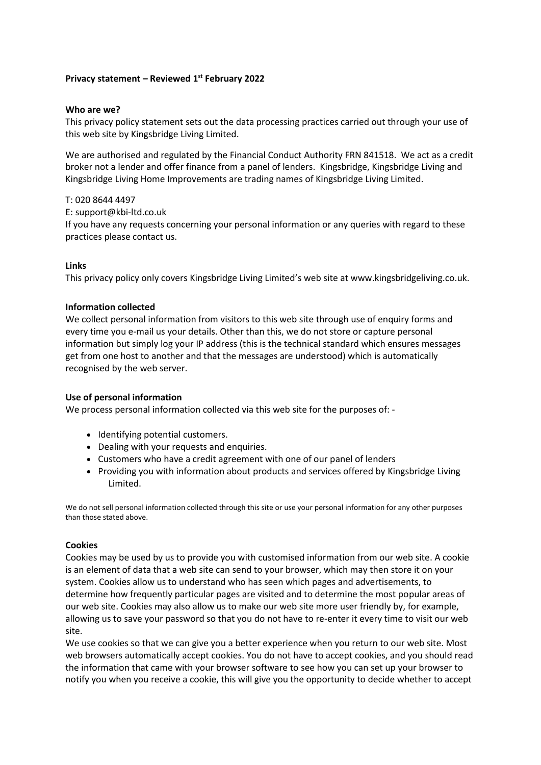**Privacy statement – Reviewed 1st February 2022**

**Who are we?**

This privacy policy statement sets out the data processing practices carried out through your use of this web site by Kingsbridge Living Limited.

We are authorised and regulated by the Financial Conduct Authority FRN 841518. We act as a credit broker not a lender and offer finance from a panel of lenders. Kingsbridge, Kingsbridge Living and Kingsbridge Living Home Improvements are trading names of Kingsbridge Living Limited.

T: 020 8644 4497
E: support@kbi-ltd.co.uk
If you have any requests concerning your personal information or any queries with regard to these practices please contact us.

**Links**

This privacy policy only covers Kingsbridge Living Limited's web site at www.kingsbridgeliving.co.uk.

**Information collected**

We collect personal information from visitors to this web site through use of enquiry forms and every time you e-mail us your details. Other than this, we do not store or capture personal information but simply log your IP address (this is the technical standard which ensures messages get from one host to another and that the messages are understood) which is automatically recognised by the web server.

**Use of personal information**

We process personal information collected via this web site for the purposes of: -

- Identifying potential customers.
- Dealing with your requests and enquiries.
- Customers who have a credit agreement with one of our panel of lenders
- Providing you with information about products and services offered by Kingsbridge Living Limited.

We do not sell personal information collected through this site or use your personal information for any other purposes than those stated above.

**Cookies**

Cookies may be used by us to provide you with customised information from our web site. A cookie is an element of data that a web site can send to your browser, which may then store it on your system. Cookies allow us to understand who has seen which pages and advertisements, to determine how frequently particular pages are visited and to determine the most popular areas of our web site. Cookies may also allow us to make our web site more user friendly by, for example, allowing us to save your password so that you do not have to re-enter it every time to visit our web site.
We use cookies so that we can give you a better experience when you return to our web site. Most web browsers automatically accept cookies. You do not have to accept cookies, and you should read the information that came with your browser software to see how you can set up your browser to notify you when you receive a cookie, this will give you the opportunity to decide whether to accept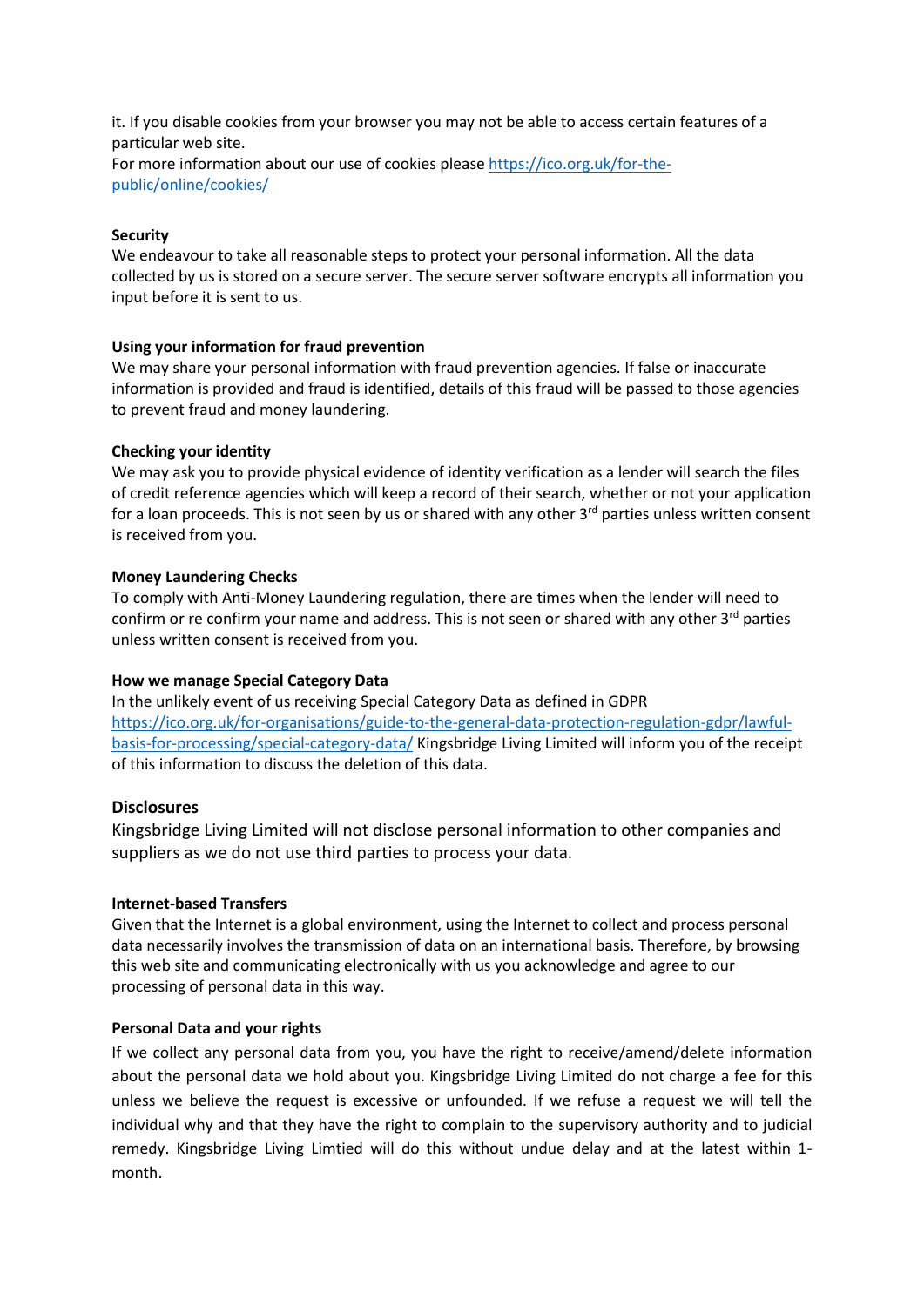it. If you disable cookies from your browser you may not be able to access certain features of a particular web site.
For more information about our use of cookies please [https://ico.org.uk/for-the-public/online/cookies/](https://ico.org.uk/for-the-public/online/cookies/)

**Security**
We endeavour to take all reasonable steps to protect your personal information. All the data collected by us is stored on a secure server. The secure server software encrypts all information you input before it is sent to us.

**Using your information for fraud prevention**
We may share your personal information with fraud prevention agencies. If false or inaccurate information is provided and fraud is identified, details of this fraud will be passed to those agencies to prevent fraud and money laundering.

**Checking your identity**
We may ask you to provide physical evidence of identity verification as a lender will search the files of credit reference agencies which will keep a record of their search, whether or not your application for a loan proceeds. This is not seen by us or shared with any other 3rd parties unless written consent is received from you.

**Money Laundering Checks**
To comply with Anti-Money Laundering regulation, there are times when the lender will need to confirm or re confirm your name and address. This is not seen or shared with any other 3rd parties unless written consent is received from you.

**How we manage Special Category Data**
In the unlikely event of us receiving Special Category Data as defined in GDPR [https://ico.org.uk/for-organisations/guide-to-the-general-data-protection-regulation-gdpr/lawful-basis-for-processing/special-category-data/](https://ico.org.uk/for-organisations/guide-to-the-general-data-protection-regulation-gdpr/lawful-basis-for-processing/special-category-data/) Kingsbridge Living Limited will inform you of the receipt of this information to discuss the deletion of this data.

## Disclosures

Kingsbridge Living Limited will not disclose personal information to other companies and suppliers as we do not use third parties to process your data.

**Internet-based Transfers**
Given that the Internet is a global environment, using the Internet to collect and process personal data necessarily involves the transmission of data on an international basis. Therefore, by browsing this web site and communicating electronically with us you acknowledge and agree to our processing of personal data in this way.

**Personal Data and your rights**
If we collect any personal data from you, you have the right to receive/amend/delete information about the personal data we hold about you. Kingsbridge Living Limited do not charge a fee for this unless we believe the request is excessive or unfounded. If we refuse a request we will tell the individual why and that they have the right to complain to the supervisory authority and to judicial remedy. Kingsbridge Living Limtied will do this without undue delay and at the latest within 1-month.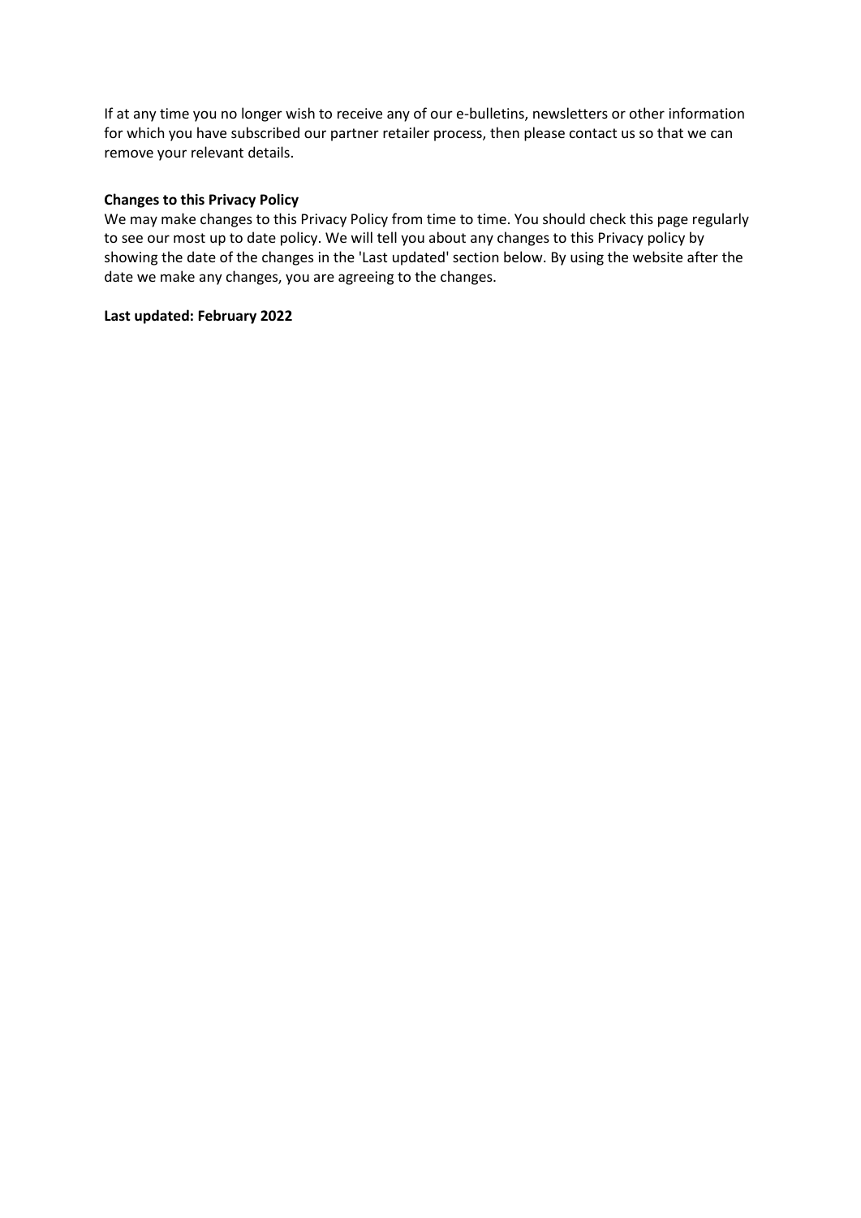If at any time you no longer wish to receive any of our e-bulletins, newsletters or other information for which you have subscribed our partner retailer process, then please contact us so that we can remove your relevant details.

**Changes to this Privacy Policy**

We may make changes to this Privacy Policy from time to time. You should check this page regularly to see our most up to date policy. We will tell you about any changes to this Privacy policy by showing the date of the changes in the 'Last updated' section below. By using the website after the date we make any changes, you are agreeing to the changes.

**Last updated: February 2022**